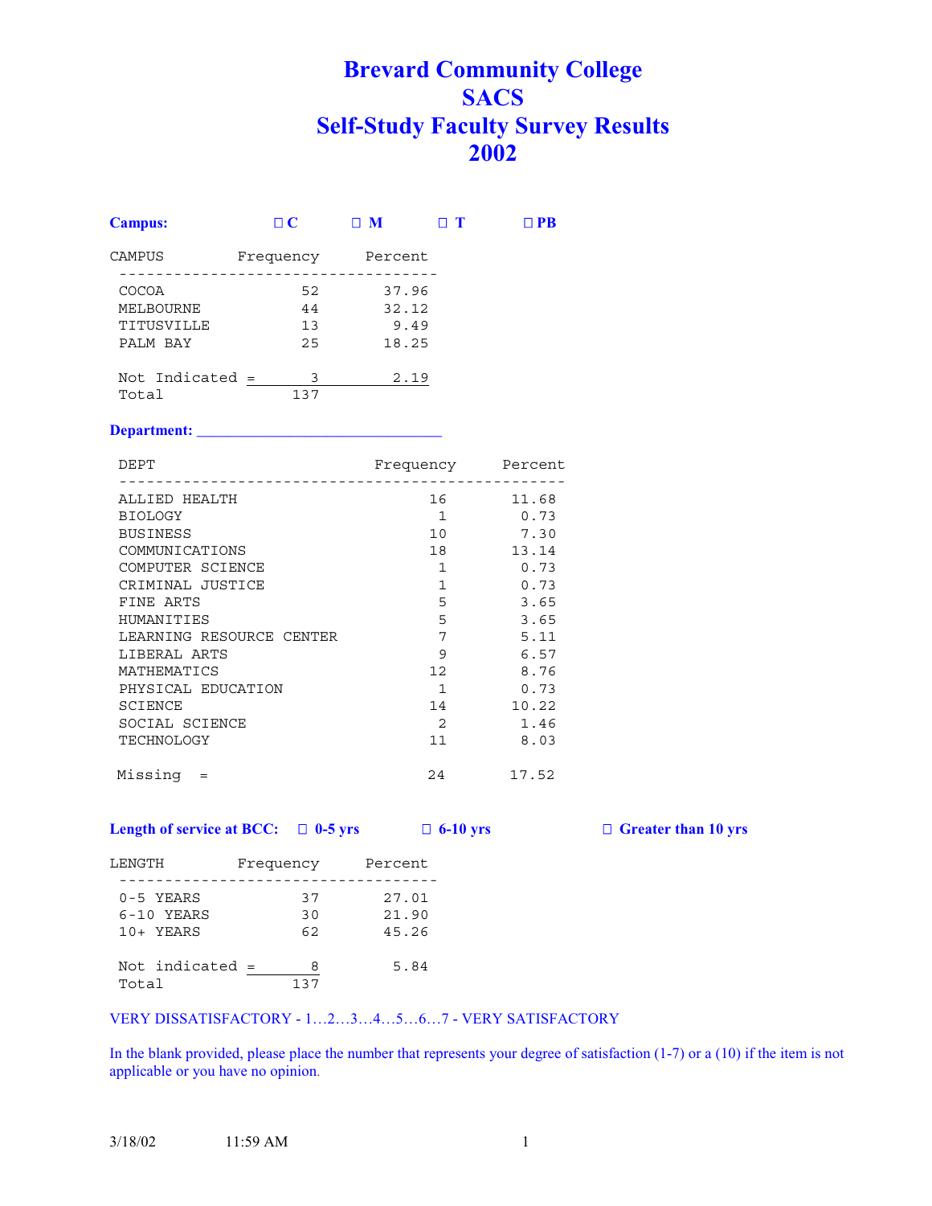# Brevard Community College
# SACS
# Self-Study Faculty Survey Results
# 2002

**Campus:** ☐ C ☐ M ☐ T ☐ PB

| CAMPUS | Frequency | Percent |
|---|---|---|
| COCOA | 52 | 37.96 |
| MELBOURNE | 44 | 32.12 |
| TITUSVILLE | 13 | 9.49 |
| PALM BAY | 25 | 18.25 |
| Not Indicated = | 3 | 2.19 |
| Total | 137 | |

**Department:** ______________________________

| DEPT | Frequency | Percent |
|---|---|---|
| ALLIED HEALTH | 16 | 11.68 |
| BIOLOGY | 1 | 0.73 |
| BUSINESS | 10 | 7.30 |
| COMMUNICATIONS | 18 | 13.14 |
| COMPUTER SCIENCE | 1 | 0.73 |
| CRIMINAL JUSTICE | 1 | 0.73 |
| FINE ARTS | 5 | 3.65 |
| HUMANITIES | 5 | 3.65 |
| LEARNING RESOURCE CENTER | 7 | 5.11 |
| LIBERAL ARTS | 9 | 6.57 |
| MATHEMATICS | 12 | 8.76 |
| PHYSICAL EDUCATION | 1 | 0.73 |
| SCIENCE | 14 | 10.22 |
| SOCIAL SCIENCE | 2 | 1.46 |
| TECHNOLOGY | 11 | 8.03 |
| Missing = | 24 | 17.52 |

**Length of service at BCC:** ☐ 0-5 yrs ☐ 6-10 yrs ☐ Greater than 10 yrs

| LENGTH | Frequency | Percent |
|---|---|---|
| 0-5 YEARS | 37 | 27.01 |
| 6-10 YEARS | 30 | 21.90 |
| 10+ YEARS | 62 | 45.26 |
| Not indicated = | 8 | 5.84 |
| Total | 137 | |

VERY DISSATISFACTORY - 1…2…3…4…5…6…7 - VERY SATISFACTORY

In the blank provided, please place the number that represents your degree of satisfaction (1-7) or a (10) if the item is not applicable or you have no opinion.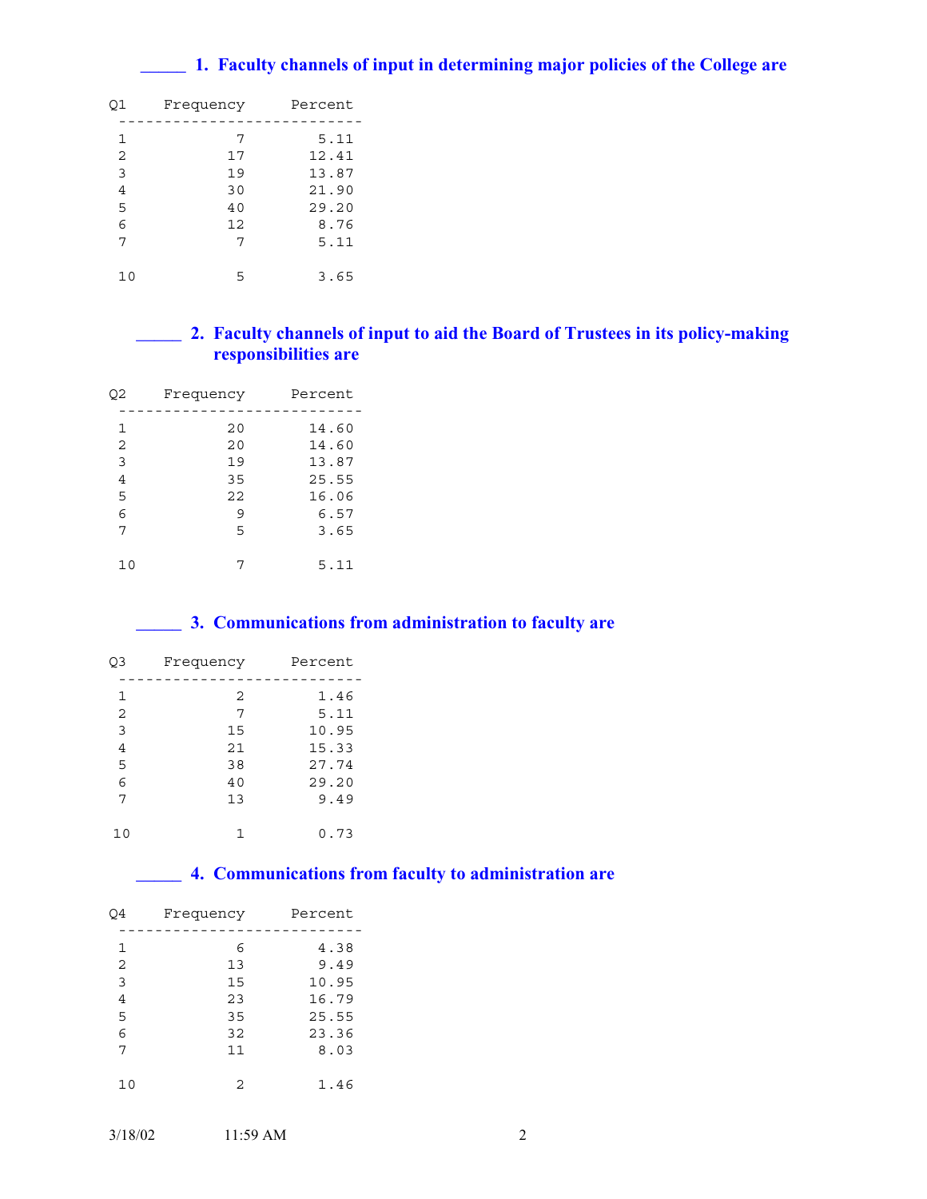**_____ 1. Faculty channels of input in determining major policies of the College are**

| Q1 | Frequency | Percent |
|---|---|---|
| 1 | 7 | 5.11 |
| 2 | 17 | 12.41 |
| 3 | 19 | 13.87 |
| 4 | 30 | 21.90 |
| 5 | 40 | 29.20 |
| 6 | 12 | 8.76 |
| 7 | 7 | 5.11 |
| 10 | 5 | 3.65 |

**_____ 2. Faculty channels of input to aid the Board of Trustees in its policy-making responsibilities are**

| Q2 | Frequency | Percent |
|---|---|---|
| 1 | 20 | 14.60 |
| 2 | 20 | 14.60 |
| 3 | 19 | 13.87 |
| 4 | 35 | 25.55 |
| 5 | 22 | 16.06 |
| 6 | 9 | 6.57 |
| 7 | 5 | 3.65 |
| 10 | 7 | 5.11 |

**_____ 3. Communications from administration to faculty are**

| Q3 | Frequency | Percent |
|---|---|---|
| 1 | 2 | 1.46 |
| 2 | 7 | 5.11 |
| 3 | 15 | 10.95 |
| 4 | 21 | 15.33 |
| 5 | 38 | 27.74 |
| 6 | 40 | 29.20 |
| 7 | 13 | 9.49 |
| 10 | 1 | 0.73 |

**_____ 4. Communications from faculty to administration are**

| Q4 | Frequency | Percent |
|---|---|---|
| 1 | 6 | 4.38 |
| 2 | 13 | 9.49 |
| 3 | 15 | 10.95 |
| 4 | 23 | 16.79 |
| 5 | 35 | 25.55 |
| 6 | 32 | 23.36 |
| 7 | 11 | 8.03 |
| 10 | 2 | 1.46 |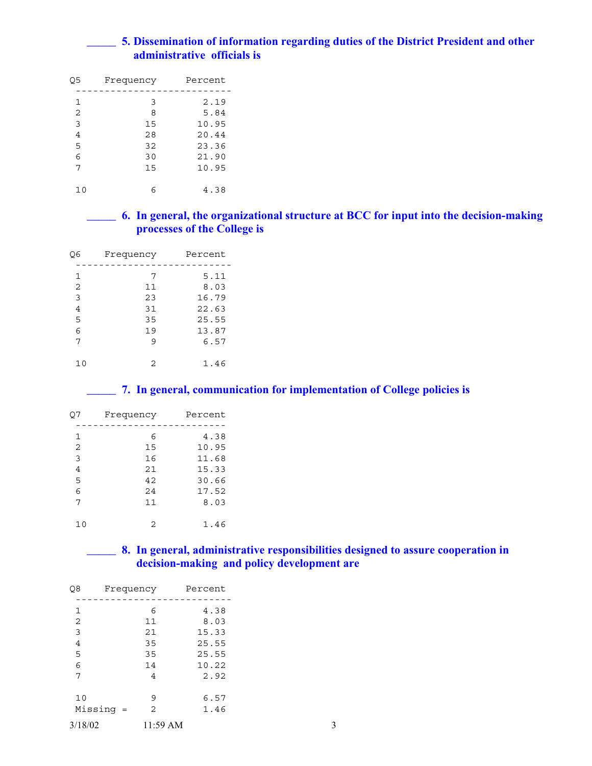**_____ 5. Dissemination of information regarding duties of the District President and other administrative officials is**

| Q5 | Frequency | Percent |
|---|---|---|
| 1 | 3 | 2.19 |
| 2 | 8 | 5.84 |
| 3 | 15 | 10.95 |
| 4 | 28 | 20.44 |
| 5 | 32 | 23.36 |
| 6 | 30 | 21.90 |
| 7 | 15 | 10.95 |
| 10 | 6 | 4.38 |

**_____ 6. In general, the organizational structure at BCC for input into the decision-making processes of the College is**

| Q6 | Frequency | Percent |
|---|---|---|
| 1 | 7 | 5.11 |
| 2 | 11 | 8.03 |
| 3 | 23 | 16.79 |
| 4 | 31 | 22.63 |
| 5 | 35 | 25.55 |
| 6 | 19 | 13.87 |
| 7 | 9 | 6.57 |
| 10 | 2 | 1.46 |

**_____ 7. In general, communication for implementation of College policies is**

| Q7 | Frequency | Percent |
|---|---|---|
| 1 | 6 | 4.38 |
| 2 | 15 | 10.95 |
| 3 | 16 | 11.68 |
| 4 | 21 | 15.33 |
| 5 | 42 | 30.66 |
| 6 | 24 | 17.52 |
| 7 | 11 | 8.03 |
| 10 | 2 | 1.46 |

**_____ 8. In general, administrative responsibilities designed to assure cooperation in decision-making and policy development are**

| Q8 | Frequency | Percent |
|---|---|---|
| 1 | 6 | 4.38 |
| 2 | 11 | 8.03 |
| 3 | 21 | 15.33 |
| 4 | 35 | 25.55 |
| 5 | 35 | 25.55 |
| 6 | 14 | 10.22 |
| 7 | 4 | 2.92 |
| 10 | 9 | 6.57 |
| Missing = | 2 | 1.46 |

3/18/02 11:59 AM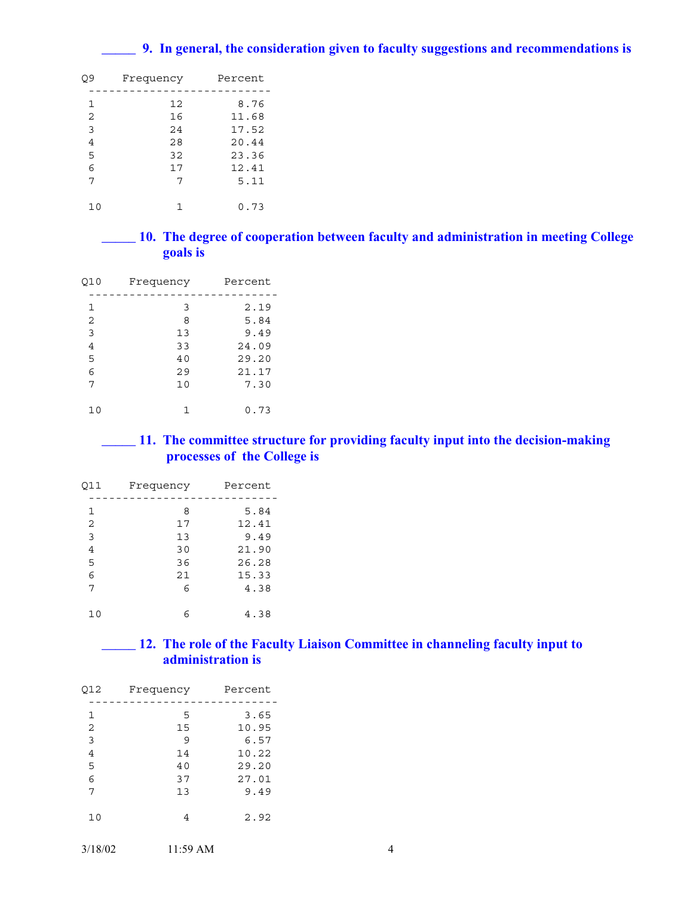**_____ 9. In general, the consideration given to faculty suggestions and recommendations is**

| Q9 | Frequency | Percent |
|---|---|---|
| 1 | 12 | 8.76 |
| 2 | 16 | 11.68 |
| 3 | 24 | 17.52 |
| 4 | 28 | 20.44 |
| 5 | 32 | 23.36 |
| 6 | 17 | 12.41 |
| 7 | 7 | 5.11 |
| 10 | 1 | 0.73 |

**_____ 10. The degree of cooperation between faculty and administration in meeting College goals is**

| Q10 | Frequency | Percent |
|---|---|---|
| 1 | 3 | 2.19 |
| 2 | 8 | 5.84 |
| 3 | 13 | 9.49 |
| 4 | 33 | 24.09 |
| 5 | 40 | 29.20 |
| 6 | 29 | 21.17 |
| 7 | 10 | 7.30 |
| 10 | 1 | 0.73 |

**_____ 11. The committee structure for providing faculty input into the decision-making processes of the College is**

| Q11 | Frequency | Percent |
|---|---|---|
| 1 | 8 | 5.84 |
| 2 | 17 | 12.41 |
| 3 | 13 | 9.49 |
| 4 | 30 | 21.90 |
| 5 | 36 | 26.28 |
| 6 | 21 | 15.33 |
| 7 | 6 | 4.38 |
| 10 | 6 | 4.38 |

**_____ 12. The role of the Faculty Liaison Committee in channeling faculty input to administration is**

| Q12 | Frequency | Percent |
|---|---|---|
| 1 | 5 | 3.65 |
| 2 | 15 | 10.95 |
| 3 | 9 | 6.57 |
| 4 | 14 | 10.22 |
| 5 | 40 | 29.20 |
| 6 | 37 | 27.01 |
| 7 | 13 | 9.49 |
| 10 | 4 | 2.92 |

3/18/02 11:59 AM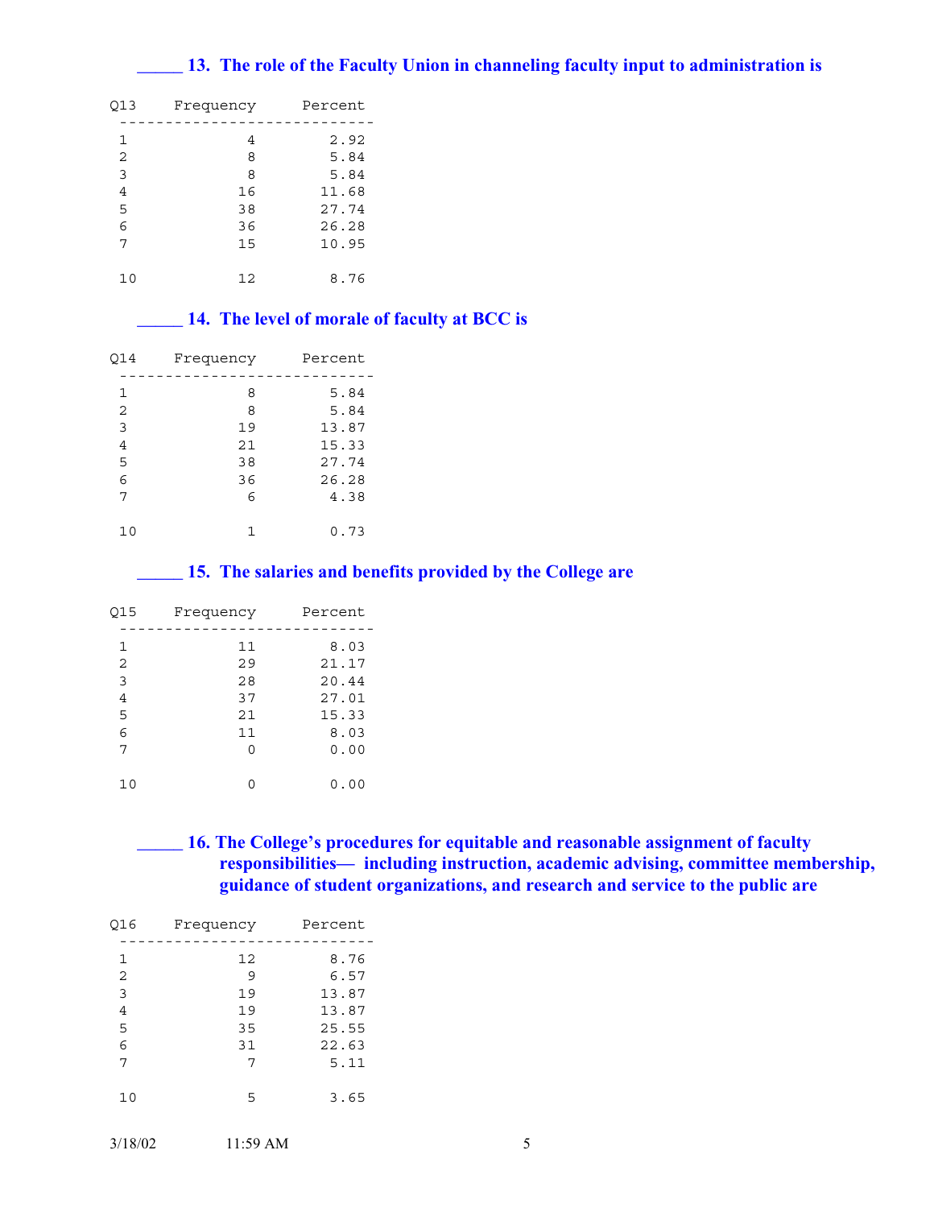**_____ 13. The role of the Faculty Union in channeling faculty input to administration is**

| Q13 | Frequency | Percent |
|---|---|---|
| 1 | 4 | 2.92 |
| 2 | 8 | 5.84 |
| 3 | 8 | 5.84 |
| 4 | 16 | 11.68 |
| 5 | 38 | 27.74 |
| 6 | 36 | 26.28 |
| 7 | 15 | 10.95 |
| 10 | 12 | 8.76 |

**_____ 14. The level of morale of faculty at BCC is**

| Q14 | Frequency | Percent |
|---|---|---|
| 1 | 8 | 5.84 |
| 2 | 8 | 5.84 |
| 3 | 19 | 13.87 |
| 4 | 21 | 15.33 |
| 5 | 38 | 27.74 |
| 6 | 36 | 26.28 |
| 7 | 6 | 4.38 |
| 10 | 1 | 0.73 |

**_____ 15. The salaries and benefits provided by the College are**

| Q15 | Frequency | Percent |
|---|---|---|
| 1 | 11 | 8.03 |
| 2 | 29 | 21.17 |
| 3 | 28 | 20.44 |
| 4 | 37 | 27.01 |
| 5 | 21 | 15.33 |
| 6 | 11 | 8.03 |
| 7 | 0 | 0.00 |
| 10 | 0 | 0.00 |

**_____ 16. The College's procedures for equitable and reasonable assignment of faculty responsibilities— including instruction, academic advising, committee membership, guidance of student organizations, and research and service to the public are**

| Q16 | Frequency | Percent |
|---|---|---|
| 1 | 12 | 8.76 |
| 2 | 9 | 6.57 |
| 3 | 19 | 13.87 |
| 4 | 19 | 13.87 |
| 5 | 35 | 25.55 |
| 6 | 31 | 22.63 |
| 7 | 7 | 5.11 |
| 10 | 5 | 3.65 |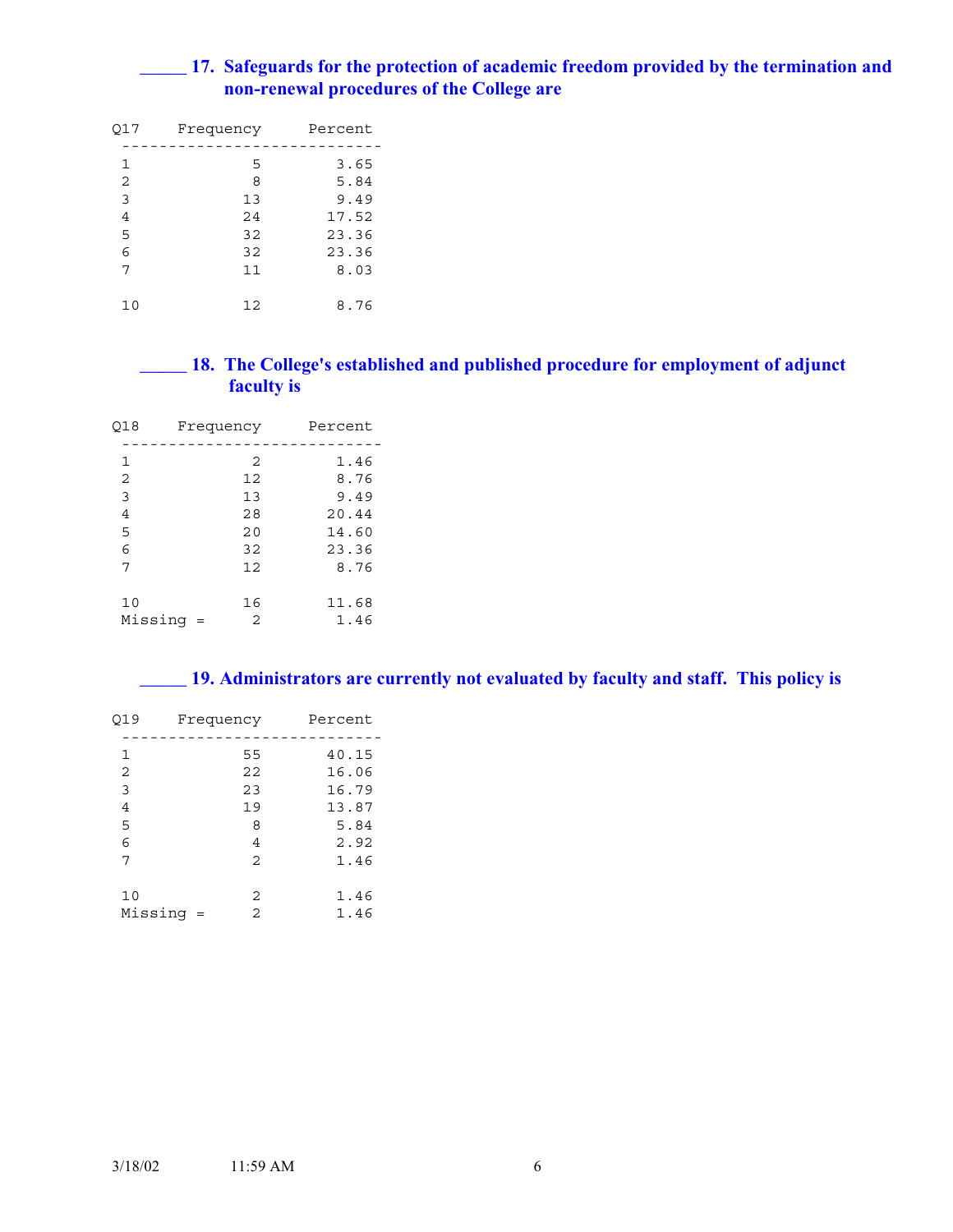**_____ 17. Safeguards for the protection of academic freedom provided by the termination and non-renewal procedures of the College are**

| Q17 | Frequency | Percent |
|---|---|---|
| 1 | 5 | 3.65 |
| 2 | 8 | 5.84 |
| 3 | 13 | 9.49 |
| 4 | 24 | 17.52 |
| 5 | 32 | 23.36 |
| 6 | 32 | 23.36 |
| 7 | 11 | 8.03 |
| 10 | 12 | 8.76 |

**_____ 18. The College's established and published procedure for employment of adjunct faculty is**

| Q18 | Frequency | Percent |
|---|---|---|
| 1 | 2 | 1.46 |
| 2 | 12 | 8.76 |
| 3 | 13 | 9.49 |
| 4 | 28 | 20.44 |
| 5 | 20 | 14.60 |
| 6 | 32 | 23.36 |
| 7 | 12 | 8.76 |
| 10 | 16 | 11.68 |
| Missing = | 2 | 1.46 |

**_____ 19. Administrators are currently not evaluated by faculty and staff. This policy is**

| Q19 | Frequency | Percent |
|---|---|---|
| 1 | 55 | 40.15 |
| 2 | 22 | 16.06 |
| 3 | 23 | 16.79 |
| 4 | 19 | 13.87 |
| 5 | 8 | 5.84 |
| 6 | 4 | 2.92 |
| 7 | 2 | 1.46 |
| 10 | 2 | 1.46 |
| Missing = | 2 | 1.46 |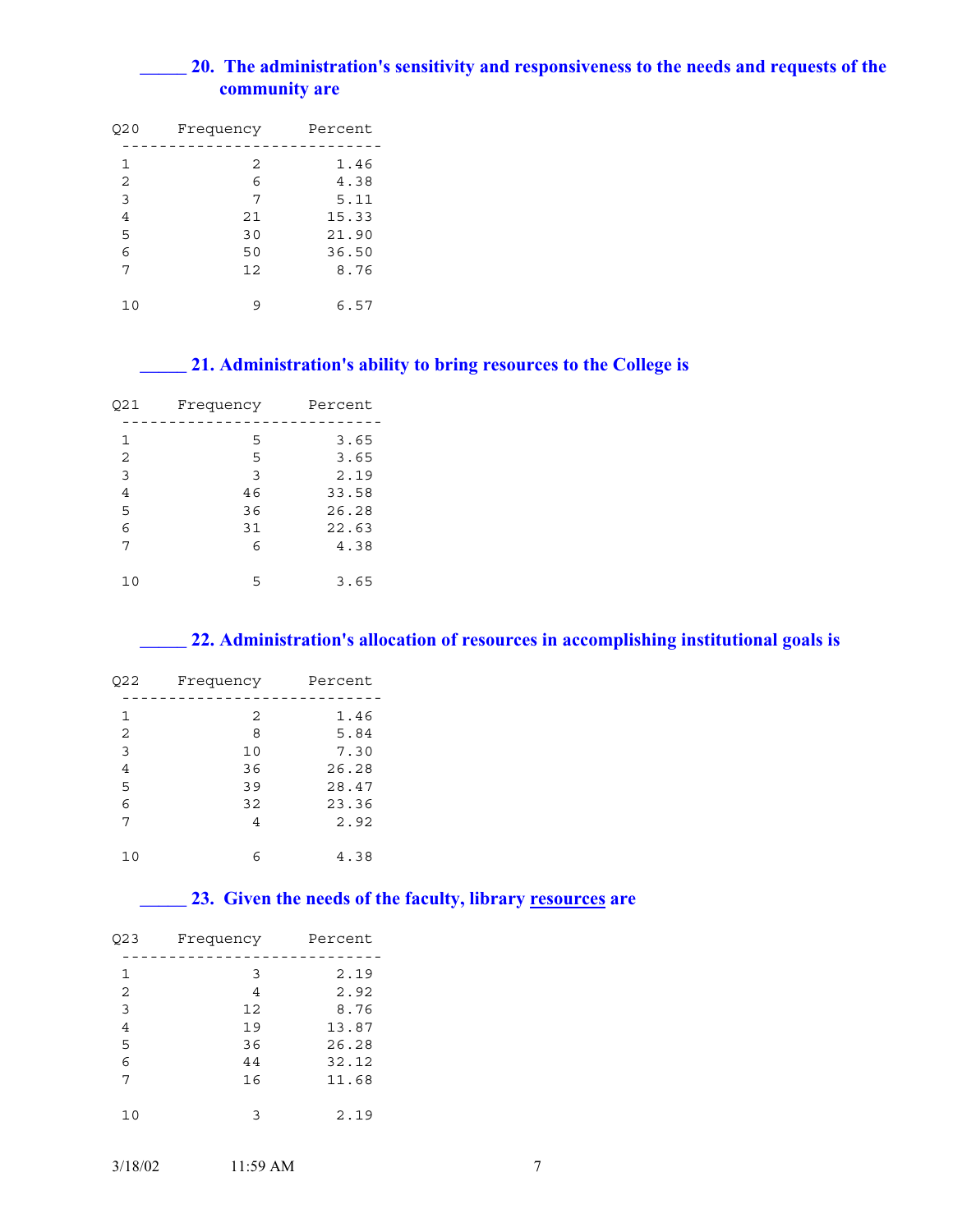**_____ 20. The administration's sensitivity and responsiveness to the needs and requests of the community are**

| Q20 | Frequency | Percent |
|---|---|---|
| 1 | 2 | 1.46 |
| 2 | 6 | 4.38 |
| 3 | 7 | 5.11 |
| 4 | 21 | 15.33 |
| 5 | 30 | 21.90 |
| 6 | 50 | 36.50 |
| 7 | 12 | 8.76 |
| 10 | 9 | 6.57 |

**_____ 21. Administration's ability to bring resources to the College is**

| Q21 | Frequency | Percent |
|---|---|---|
| 1 | 5 | 3.65 |
| 2 | 5 | 3.65 |
| 3 | 3 | 2.19 |
| 4 | 46 | 33.58 |
| 5 | 36 | 26.28 |
| 6 | 31 | 22.63 |
| 7 | 6 | 4.38 |
| 10 | 5 | 3.65 |

**_____ 22. Administration's allocation of resources in accomplishing institutional goals is**

| Q22 | Frequency | Percent |
|---|---|---|
| 1 | 2 | 1.46 |
| 2 | 8 | 5.84 |
| 3 | 10 | 7.30 |
| 4 | 36 | 26.28 |
| 5 | 39 | 28.47 |
| 6 | 32 | 23.36 |
| 7 | 4 | 2.92 |
| 10 | 6 | 4.38 |

**_____ 23. Given the needs of the faculty, library resources are**

| Q23 | Frequency | Percent |
|---|---|---|
| 1 | 3 | 2.19 |
| 2 | 4 | 2.92 |
| 3 | 12 | 8.76 |
| 4 | 19 | 13.87 |
| 5 | 36 | 26.28 |
| 6 | 44 | 32.12 |
| 7 | 16 | 11.68 |
| 10 | 3 | 2.19 |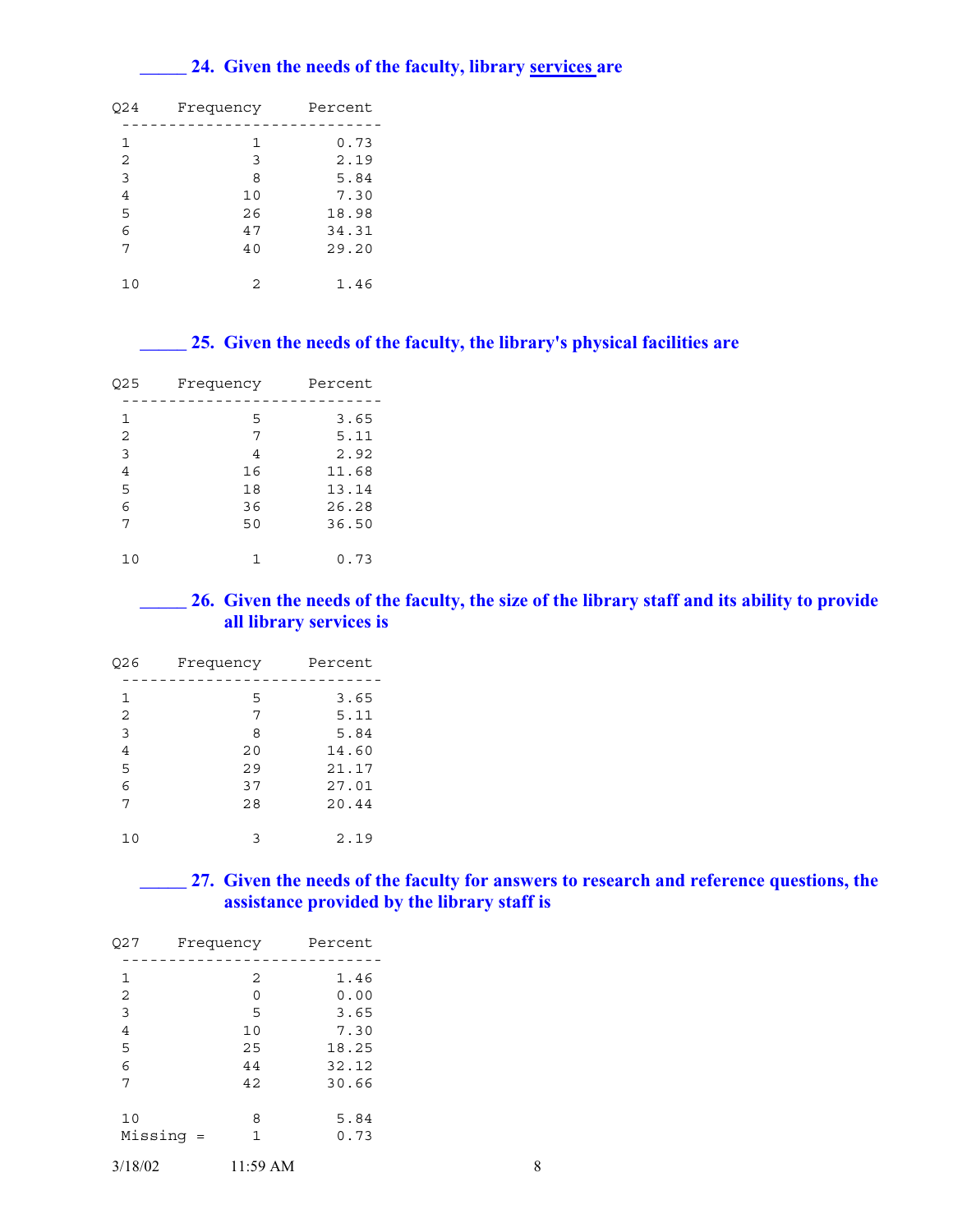**_____ 24. Given the needs of the faculty, library services are**

| Q24 | Frequency | Percent |
|---|---|---|
| 1 | 1 | 0.73 |
| 2 | 3 | 2.19 |
| 3 | 8 | 5.84 |
| 4 | 10 | 7.30 |
| 5 | 26 | 18.98 |
| 6 | 47 | 34.31 |
| 7 | 40 | 29.20 |
| 10 | 2 | 1.46 |

**_____ 25. Given the needs of the faculty, the library's physical facilities are**

| Q25 | Frequency | Percent |
|---|---|---|
| 1 | 5 | 3.65 |
| 2 | 7 | 5.11 |
| 3 | 4 | 2.92 |
| 4 | 16 | 11.68 |
| 5 | 18 | 13.14 |
| 6 | 36 | 26.28 |
| 7 | 50 | 36.50 |
| 10 | 1 | 0.73 |

**_____ 26. Given the needs of the faculty, the size of the library staff and its ability to provide all library services is**

| Q26 | Frequency | Percent |
|---|---|---|
| 1 | 5 | 3.65 |
| 2 | 7 | 5.11 |
| 3 | 8 | 5.84 |
| 4 | 20 | 14.60 |
| 5 | 29 | 21.17 |
| 6 | 37 | 27.01 |
| 7 | 28 | 20.44 |
| 10 | 3 | 2.19 |

**_____ 27. Given the needs of the faculty for answers to research and reference questions, the assistance provided by the library staff is**

| Q27 | Frequency | Percent |
|---|---|---|
| 1 | 2 | 1.46 |
| 2 | 0 | 0.00 |
| 3 | 5 | 3.65 |
| 4 | 10 | 7.30 |
| 5 | 25 | 18.25 |
| 6 | 44 | 32.12 |
| 7 | 42 | 30.66 |
| 10 | 8 | 5.84 |
| Missing = | 1 | 0.73 |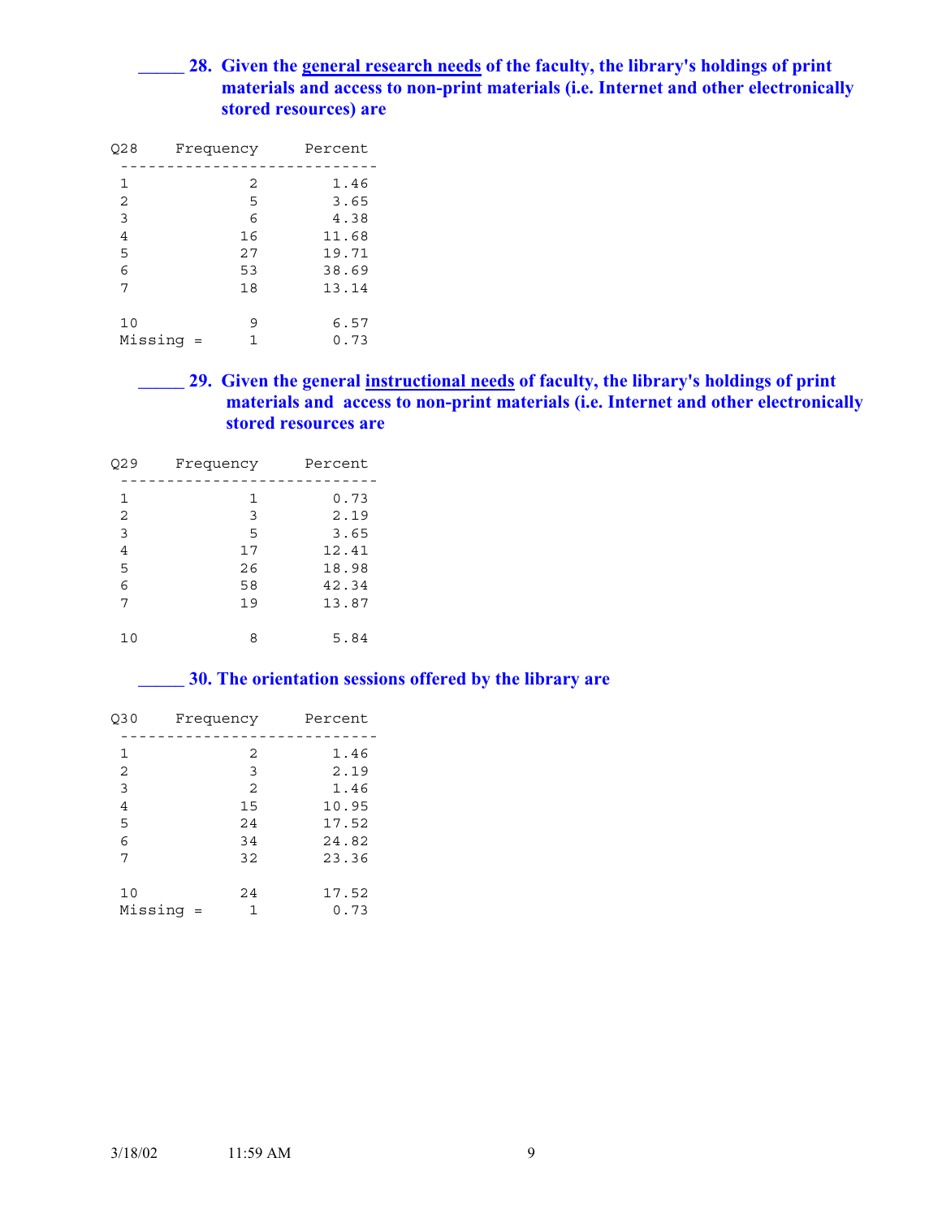**_____ 28. Given the <u>general research needs</u> of the faculty, the library's holdings of print materials and access to non-print materials (i.e. Internet and other electronically stored resources) are**

| Q28 | Frequency | Percent |
|---|---|---|
| 1 | 2 | 1.46 |
| 2 | 5 | 3.65 |
| 3 | 6 | 4.38 |
| 4 | 16 | 11.68 |
| 5 | 27 | 19.71 |
| 6 | 53 | 38.69 |
| 7 | 18 | 13.14 |
| 10 | 9 | 6.57 |
| Missing = | 1 | 0.73 |

**_____ 29. Given the general <u>instructional needs</u> of faculty, the library's holdings of print materials and access to non-print materials (i.e. Internet and other electronically stored resources are**

| Q29 | Frequency | Percent |
|---|---|---|
| 1 | 1 | 0.73 |
| 2 | 3 | 2.19 |
| 3 | 5 | 3.65 |
| 4 | 17 | 12.41 |
| 5 | 26 | 18.98 |
| 6 | 58 | 42.34 |
| 7 | 19 | 13.87 |
| 10 | 8 | 5.84 |

**_____ 30. The orientation sessions offered by the library are**

| Q30 | Frequency | Percent |
|---|---|---|
| 1 | 2 | 1.46 |
| 2 | 3 | 2.19 |
| 3 | 2 | 1.46 |
| 4 | 15 | 10.95 |
| 5 | 24 | 17.52 |
| 6 | 34 | 24.82 |
| 7 | 32 | 23.36 |
| 10 | 24 | 17.52 |
| Missing = | 1 | 0.73 |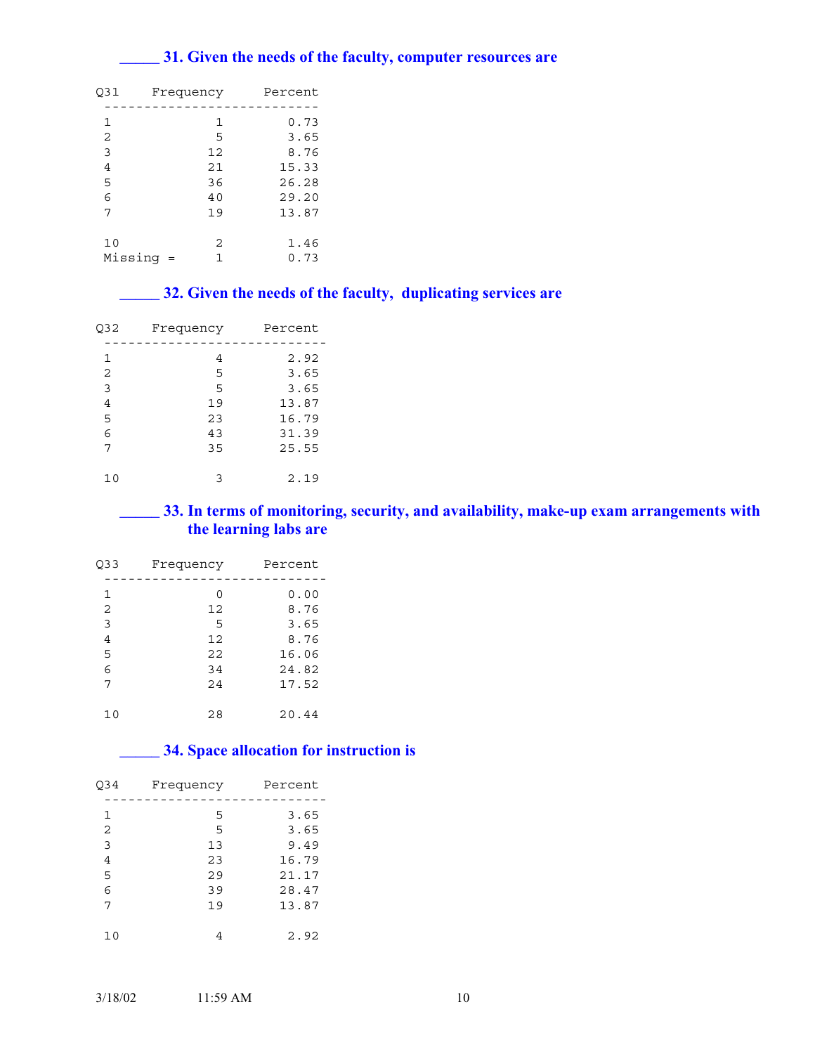**_____ 31. Given the needs of the faculty, computer resources are**

| Q31 | Frequency | Percent |
|---|---|---|
| 1 | 1 | 0.73 |
| 2 | 5 | 3.65 |
| 3 | 12 | 8.76 |
| 4 | 21 | 15.33 |
| 5 | 36 | 26.28 |
| 6 | 40 | 29.20 |
| 7 | 19 | 13.87 |
| 10 | 2 | 1.46 |
| Missing = | 1 | 0.73 |

**_____ 32. Given the needs of the faculty, duplicating services are**

| Q32 | Frequency | Percent |
|---|---|---|
| 1 | 4 | 2.92 |
| 2 | 5 | 3.65 |
| 3 | 5 | 3.65 |
| 4 | 19 | 13.87 |
| 5 | 23 | 16.79 |
| 6 | 43 | 31.39 |
| 7 | 35 | 25.55 |
| 10 | 3 | 2.19 |

**_____ 33. In terms of monitoring, security, and availability, make-up exam arrangements with the learning labs are**

| Q33 | Frequency | Percent |
|---|---|---|
| 1 | 0 | 0.00 |
| 2 | 12 | 8.76 |
| 3 | 5 | 3.65 |
| 4 | 12 | 8.76 |
| 5 | 22 | 16.06 |
| 6 | 34 | 24.82 |
| 7 | 24 | 17.52 |
| 10 | 28 | 20.44 |

**_____ 34. Space allocation for instruction is**

| Q34 | Frequency | Percent |
|---|---|---|
| 1 | 5 | 3.65 |
| 2 | 5 | 3.65 |
| 3 | 13 | 9.49 |
| 4 | 23 | 16.79 |
| 5 | 29 | 21.17 |
| 6 | 39 | 28.47 |
| 7 | 19 | 13.87 |
| 10 | 4 | 2.92 |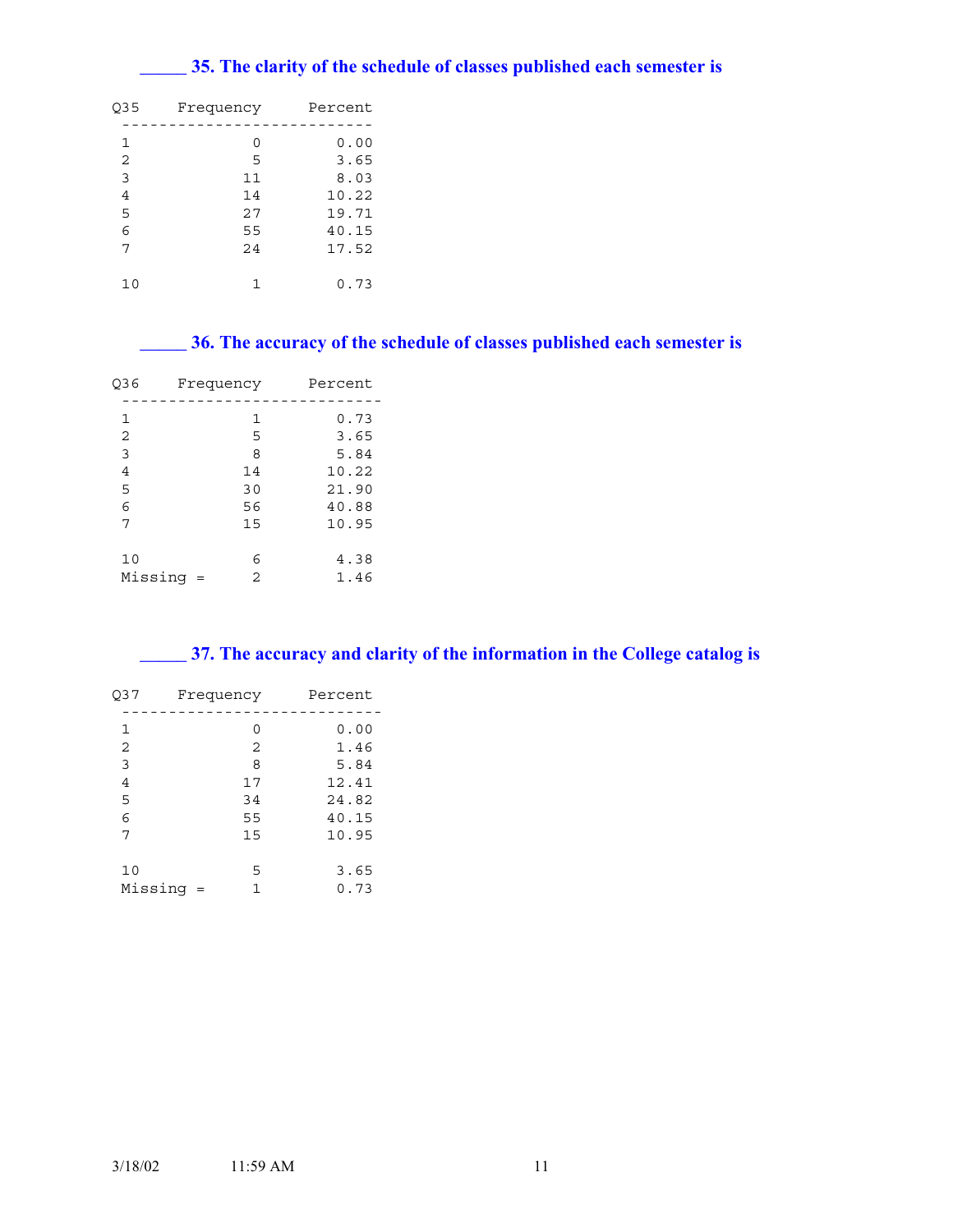### _____ 35. The clarity of the schedule of classes published each semester is

| Q35 | Frequency | Percent |
|---|---|---|
| 1 | 0 | 0.00 |
| 2 | 5 | 3.65 |
| 3 | 11 | 8.03 |
| 4 | 14 | 10.22 |
| 5 | 27 | 19.71 |
| 6 | 55 | 40.15 |
| 7 | 24 | 17.52 |
| 10 | 1 | 0.73 |

### _____ 36. The accuracy of the schedule of classes published each semester is

| Q36 | Frequency | Percent |
|---|---|---|
| 1 | 1 | 0.73 |
| 2 | 5 | 3.65 |
| 3 | 8 | 5.84 |
| 4 | 14 | 10.22 |
| 5 | 30 | 21.90 |
| 6 | 56 | 40.88 |
| 7 | 15 | 10.95 |
| 10 | 6 | 4.38 |
| Missing = | 2 | 1.46 |

### _____ 37. The accuracy and clarity of the information in the College catalog is

| Q37 | Frequency | Percent |
|---|---|---|
| 1 | 0 | 0.00 |
| 2 | 2 | 1.46 |
| 3 | 8 | 5.84 |
| 4 | 17 | 12.41 |
| 5 | 34 | 24.82 |
| 6 | 55 | 40.15 |
| 7 | 15 | 10.95 |
| 10 | 5 | 3.65 |
| Missing = | 1 | 0.73 |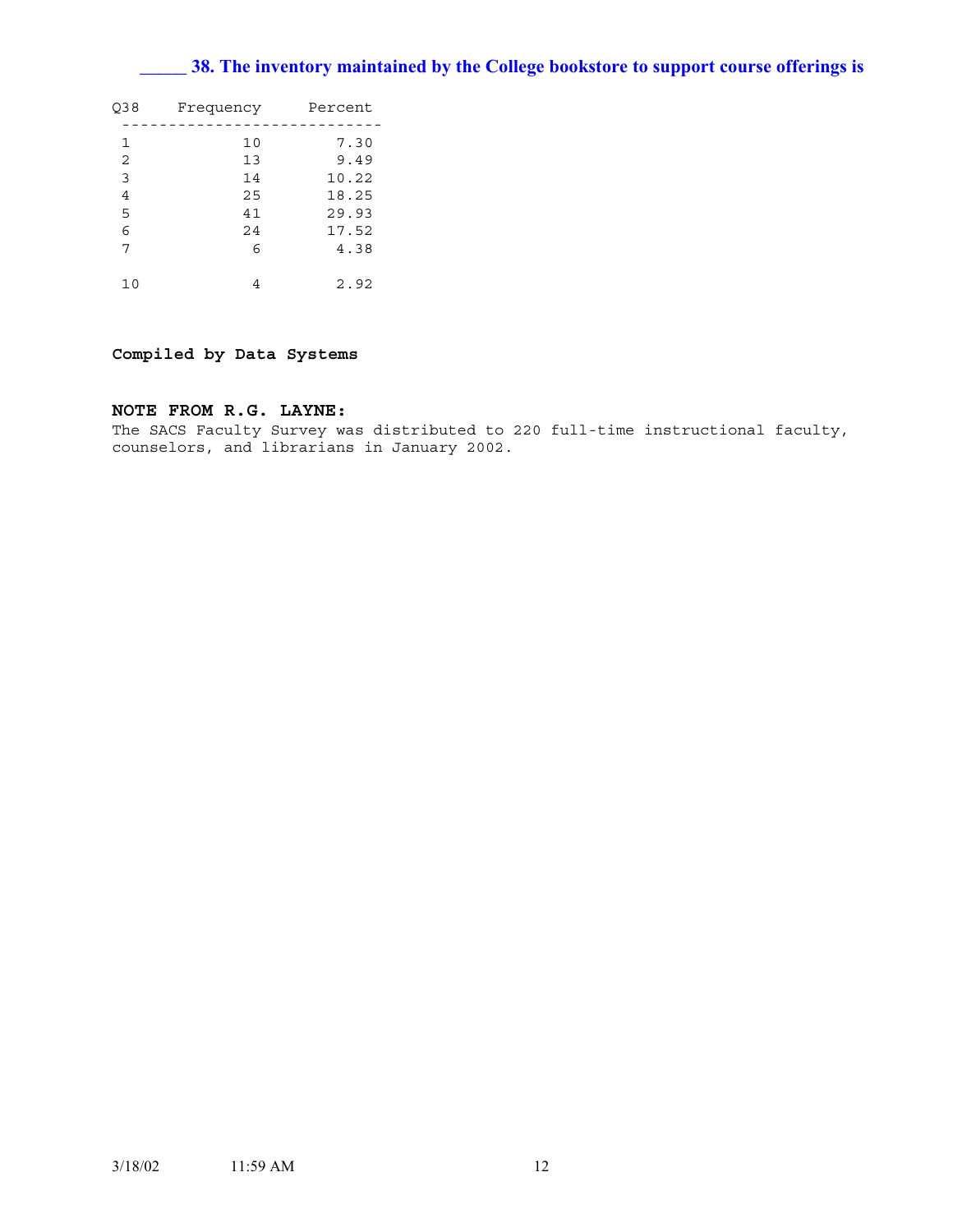## _____ 38. The inventory maintained by the College bookstore to support course offerings is

| Q38 | Frequency | Percent |
|---|---|---|
| 1 | 10 | 7.30 |
| 2 | 13 | 9.49 |
| 3 | 14 | 10.22 |
| 4 | 25 | 18.25 |
| 5 | 41 | 29.93 |
| 6 | 24 | 17.52 |
| 7 | 6 | 4.38 |
| 10 | 4 | 2.92 |

**Compiled by Data Systems**

**NOTE FROM R.G. LAYNE:**
The SACS Faculty Survey was distributed to 220 full-time instructional faculty, counselors, and librarians in January 2002.